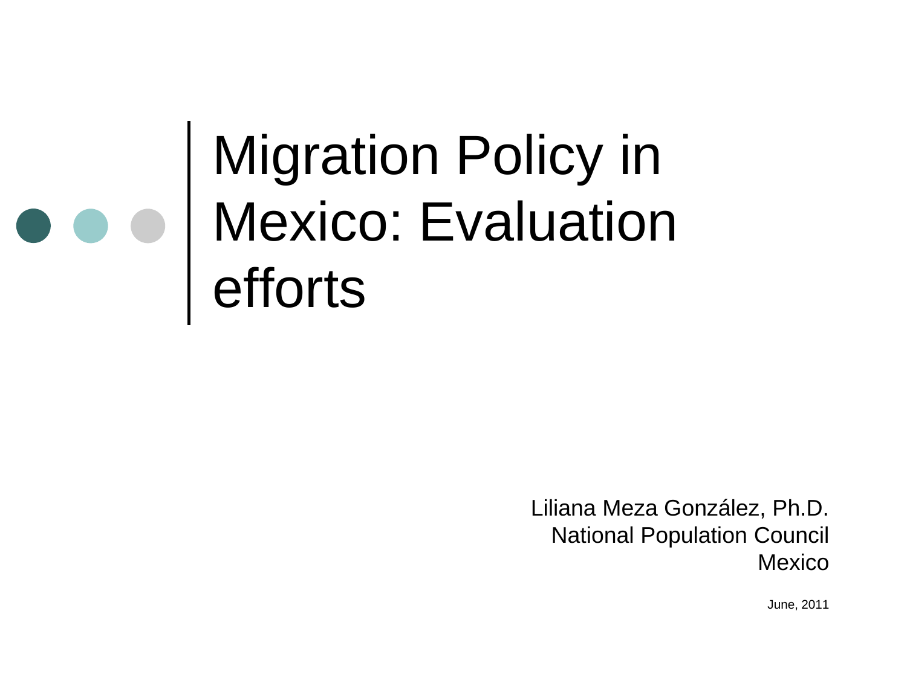# Migration Policy in Mexico: Evaluation efforts

Liliana Meza González, Ph.D.
National Population Council
Mexico

June, 2011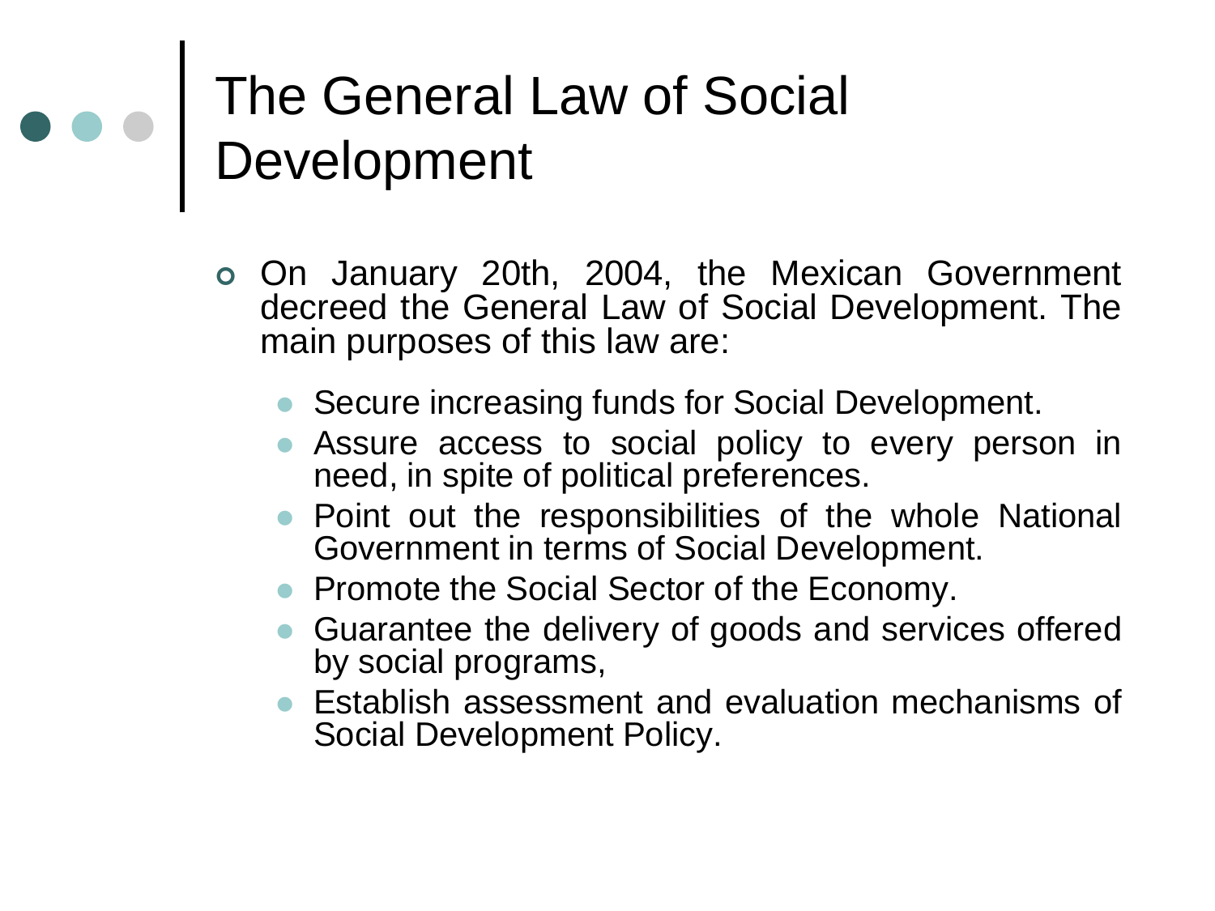# The General Law of Social Development

- On January 20th, 2004, the Mexican Government decreed the General Law of Social Development. The main purposes of this law are:
  - Secure increasing funds for Social Development.
  - Assure access to social policy to every person in need, in spite of political preferences.
  - Point out the responsibilities of the whole National Government in terms of Social Development.
  - Promote the Social Sector of the Economy.
  - Guarantee the delivery of goods and services offered by social programs,
  - Establish assessment and evaluation mechanisms of Social Development Policy.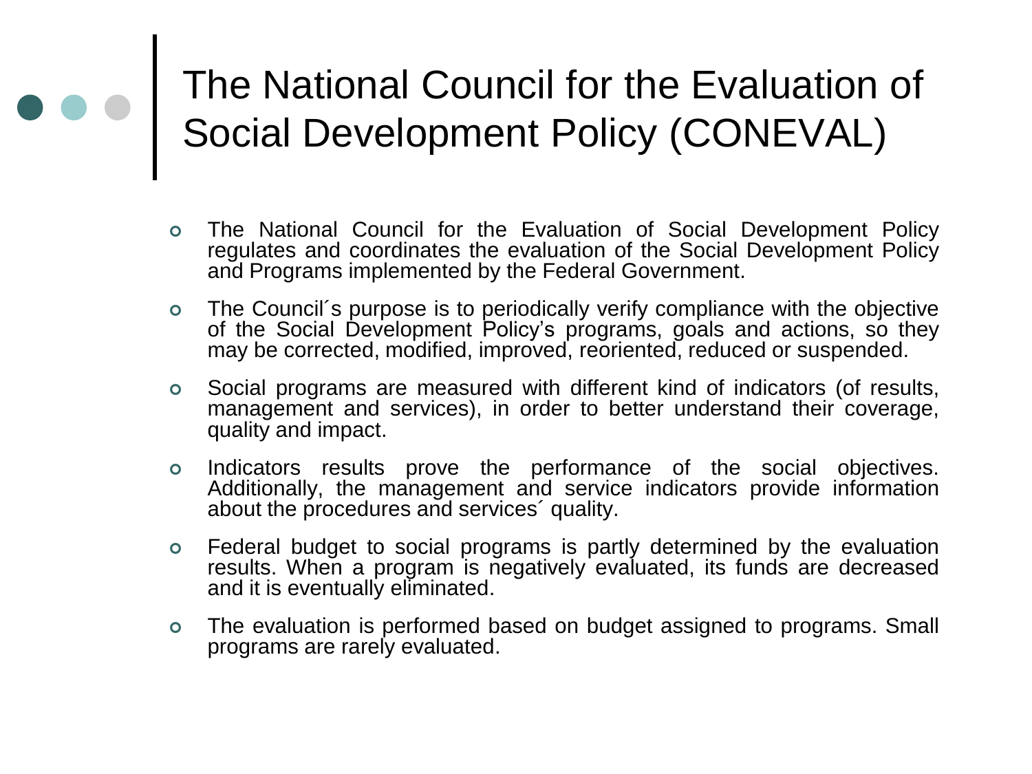# The National Council for the Evaluation of Social Development Policy (CONEVAL)

- The National Council for the Evaluation of Social Development Policy regulates and coordinates the evaluation of the Social Development Policy and Programs implemented by the Federal Government.
- The Council´s purpose is to periodically verify compliance with the objective of the Social Development Policy's programs, goals and actions, so they may be corrected, modified, improved, reoriented, reduced or suspended.
- Social programs are measured with different kind of indicators (of results, management and services), in order to better understand their coverage, quality and impact.
- Indicators results prove the performance of the social objectives. Additionally, the management and service indicators provide information about the procedures and services´ quality.
- Federal budget to social programs is partly determined by the evaluation results. When a program is negatively evaluated, its funds are decreased and it is eventually eliminated.
- The evaluation is performed based on budget assigned to programs. Small programs are rarely evaluated.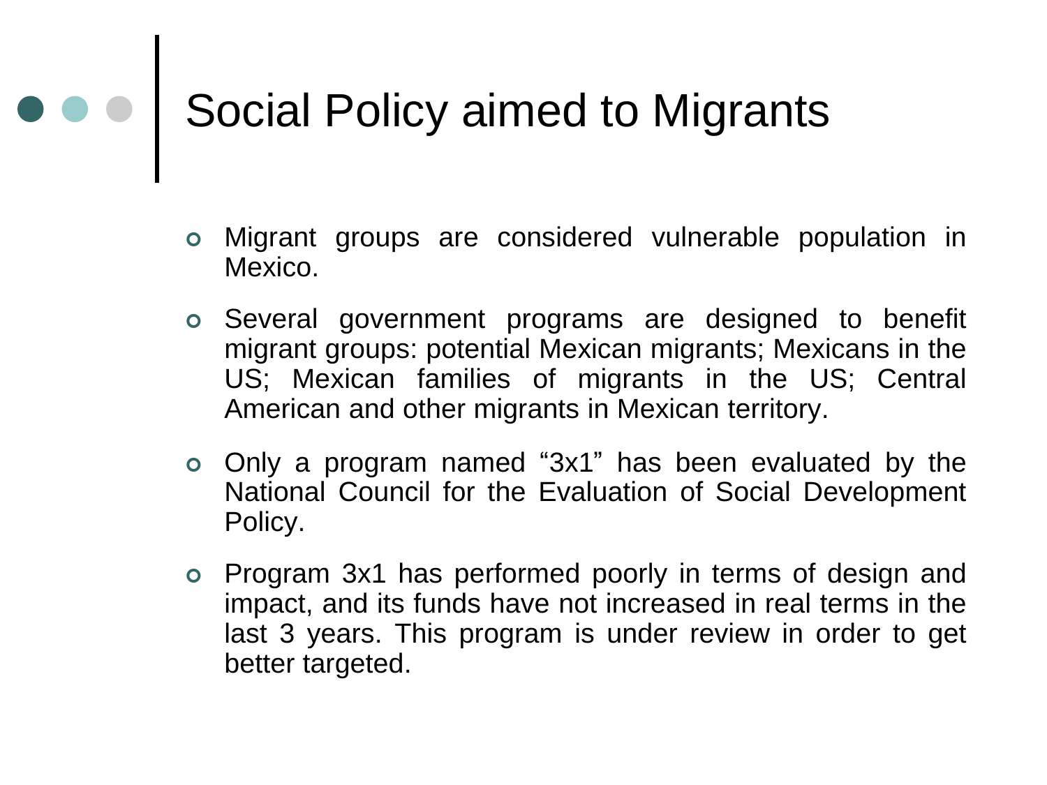# Social Policy aimed to Migrants

- Migrant groups are considered vulnerable population in Mexico.
- Several government programs are designed to benefit migrant groups: potential Mexican migrants; Mexicans in the US; Mexican families of migrants in the US; Central American and other migrants in Mexican territory.
- Only a program named “3x1” has been evaluated by the National Council for the Evaluation of Social Development Policy.
- Program 3x1 has performed poorly in terms of design and impact, and its funds have not increased in real terms in the last 3 years. This program is under review in order to get better targeted.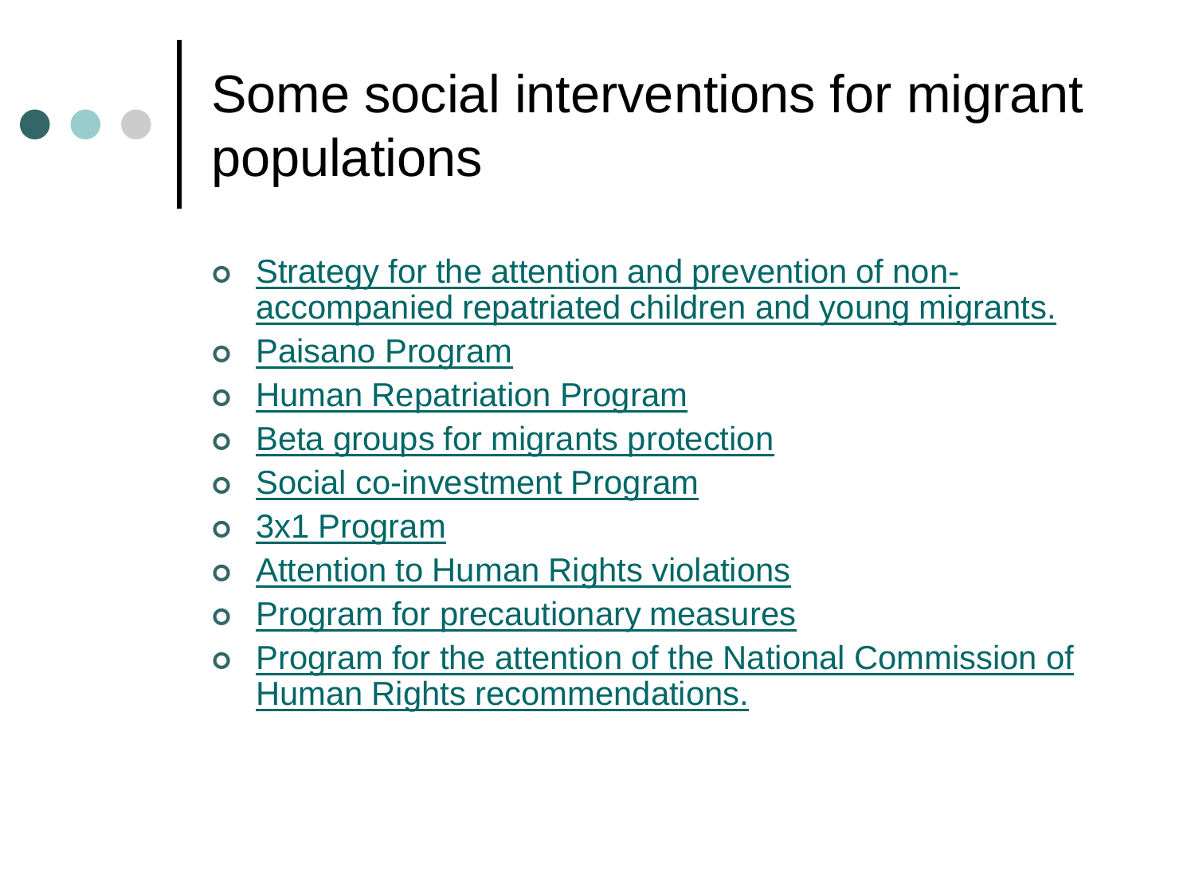# Some social interventions for migrant populations

- Strategy for the attention and prevention of non-accompanied repatriated children and young migrants.
- Paisano Program
- Human Repatriation Program
- Beta groups for migrants protection
- Social co-investment Program
- 3x1 Program
- Attention to Human Rights violations
- Program for precautionary measures
- Program for the attention of the National Commission of Human Rights recommendations.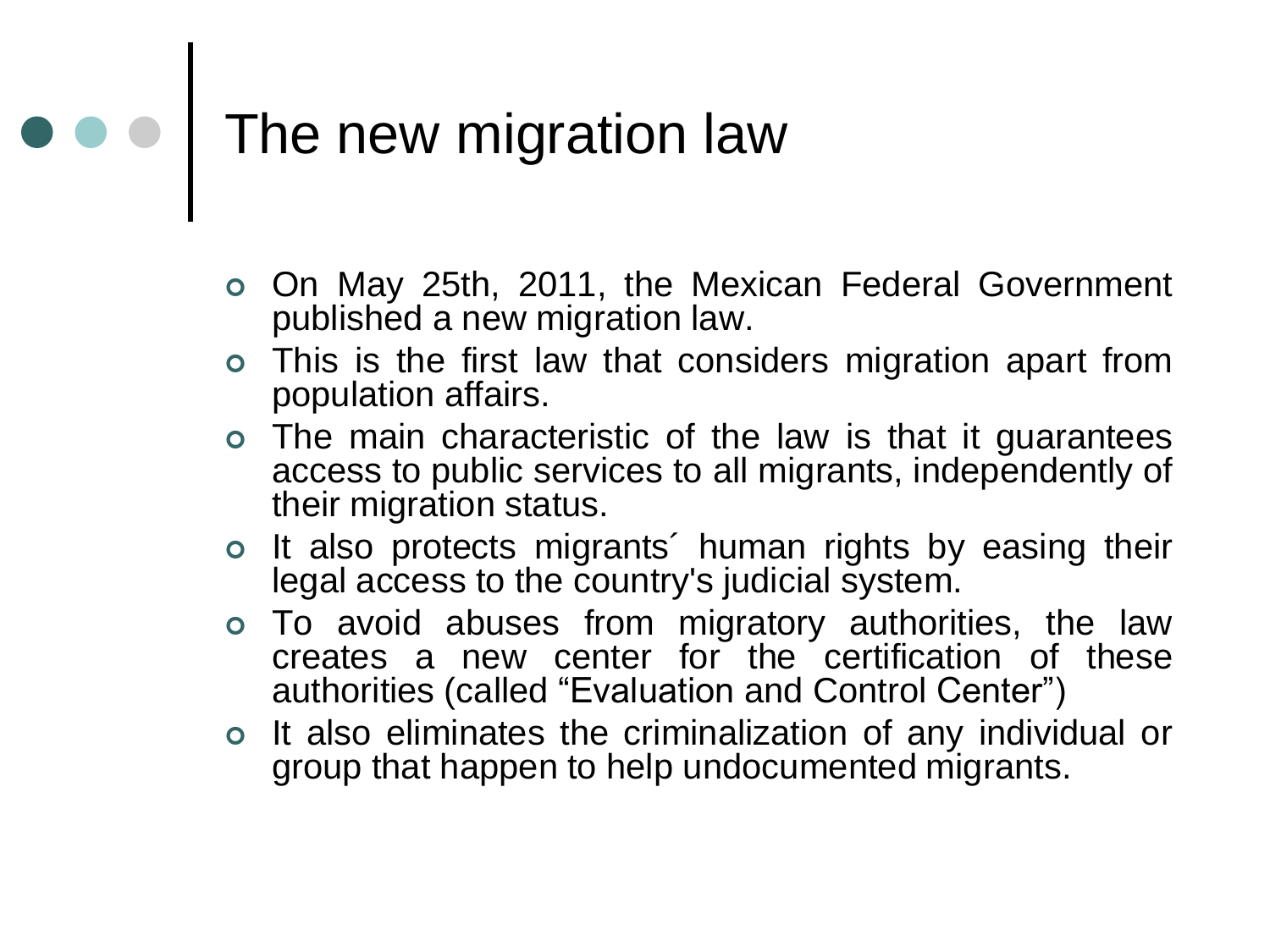# The new migration law

- On May 25th, 2011, the Mexican Federal Government published a new migration law.
- This is the first law that considers migration apart from population affairs.
- The main characteristic of the law is that it guarantees access to public services to all migrants, independently of their migration status.
- It also protects migrants´ human rights by easing their legal access to the country's judicial system.
- To avoid abuses from migratory authorities, the law creates a new center for the certification of these authorities (called "Evaluation and Control Center")
- It also eliminates the criminalization of any individual or group that happen to help undocumented migrants.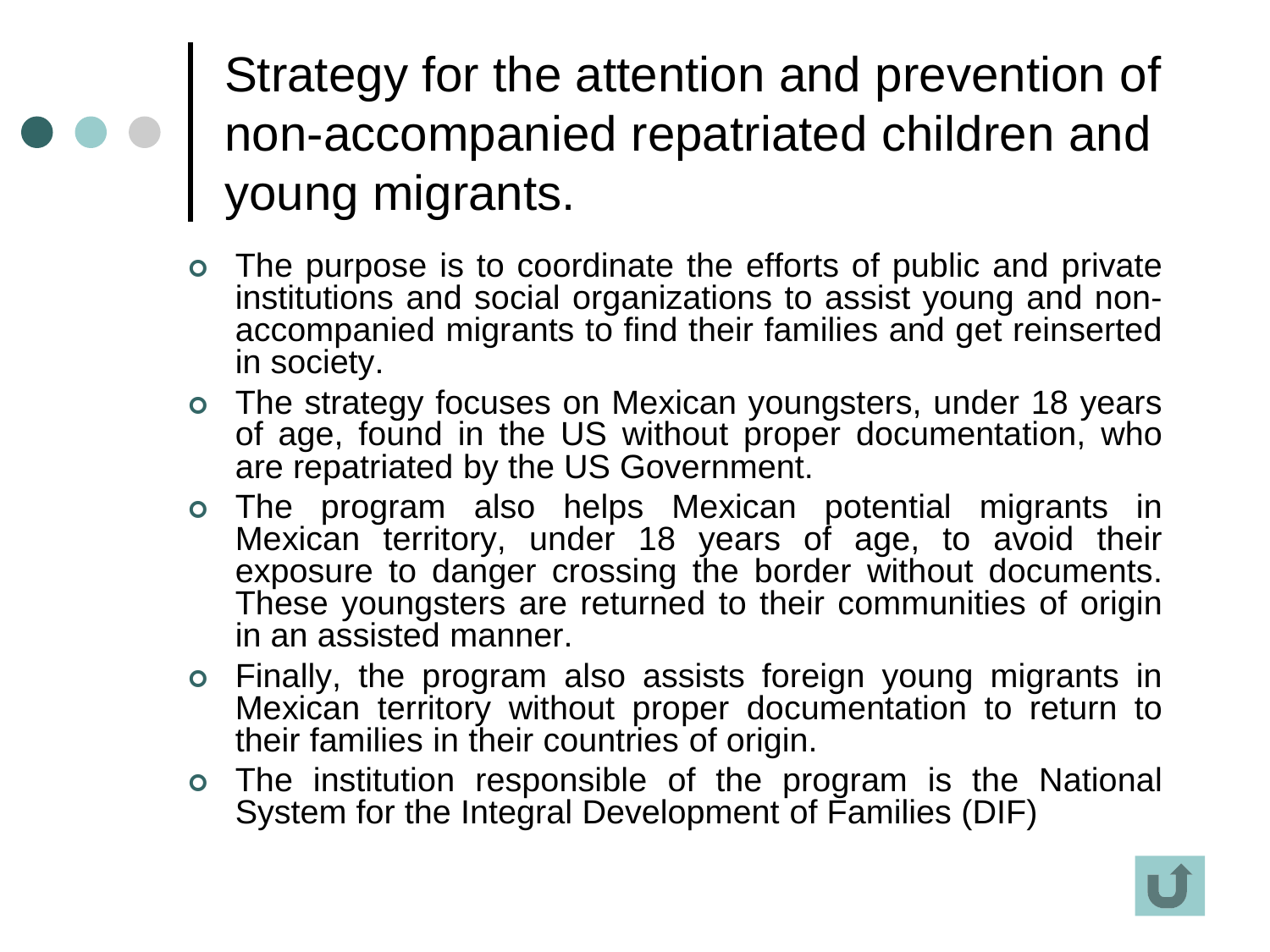# Strategy for the attention and prevention of non-accompanied repatriated children and young migrants.

- The purpose is to coordinate the efforts of public and private institutions and social organizations to assist young and non-accompanied migrants to find their families and get reinserted in society.
- The strategy focuses on Mexican youngsters, under 18 years of age, found in the US without proper documentation, who are repatriated by the US Government.
- The program also helps Mexican potential migrants in Mexican territory, under 18 years of age, to avoid their exposure to danger crossing the border without documents. These youngsters are returned to their communities of origin in an assisted manner.
- Finally, the program also assists foreign young migrants in Mexican territory without proper documentation to return to their families in their countries of origin.
- The institution responsible of the program is the National System for the Integral Development of Families (DIF)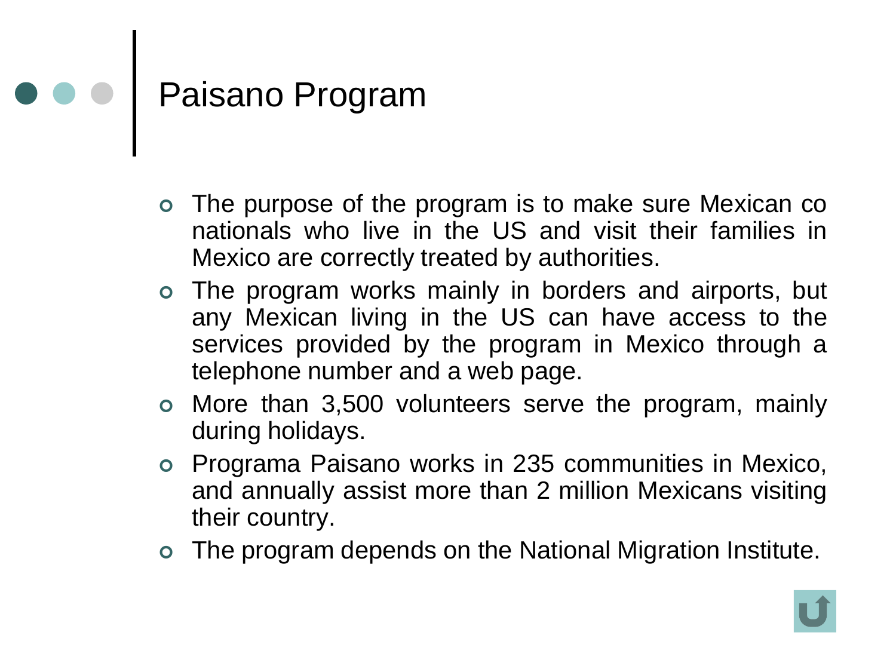# Paisano Program

- The purpose of the program is to make sure Mexican co nationals who live in the US and visit their families in Mexico are correctly treated by authorities.
- The program works mainly in borders and airports, but any Mexican living in the US can have access to the services provided by the program in Mexico through a telephone number and a web page.
- More than 3,500 volunteers serve the program, mainly during holidays.
- Programa Paisano works in 235 communities in Mexico, and annually assist more than 2 million Mexicans visiting their country.
- The program depends on the National Migration Institute.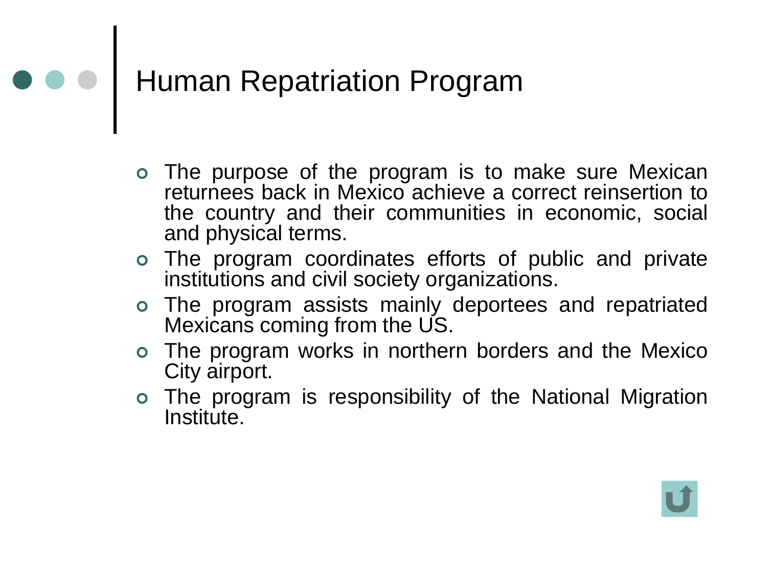# Human Repatriation Program

- The purpose of the program is to make sure Mexican returnees back in Mexico achieve a correct reinsertion to the country and their communities in economic, social and physical terms.
- The program coordinates efforts of public and private institutions and civil society organizations.
- The program assists mainly deportees and repatriated Mexicans coming from the US.
- The program works in northern borders and the Mexico City airport.
- The program is responsibility of the National Migration Institute.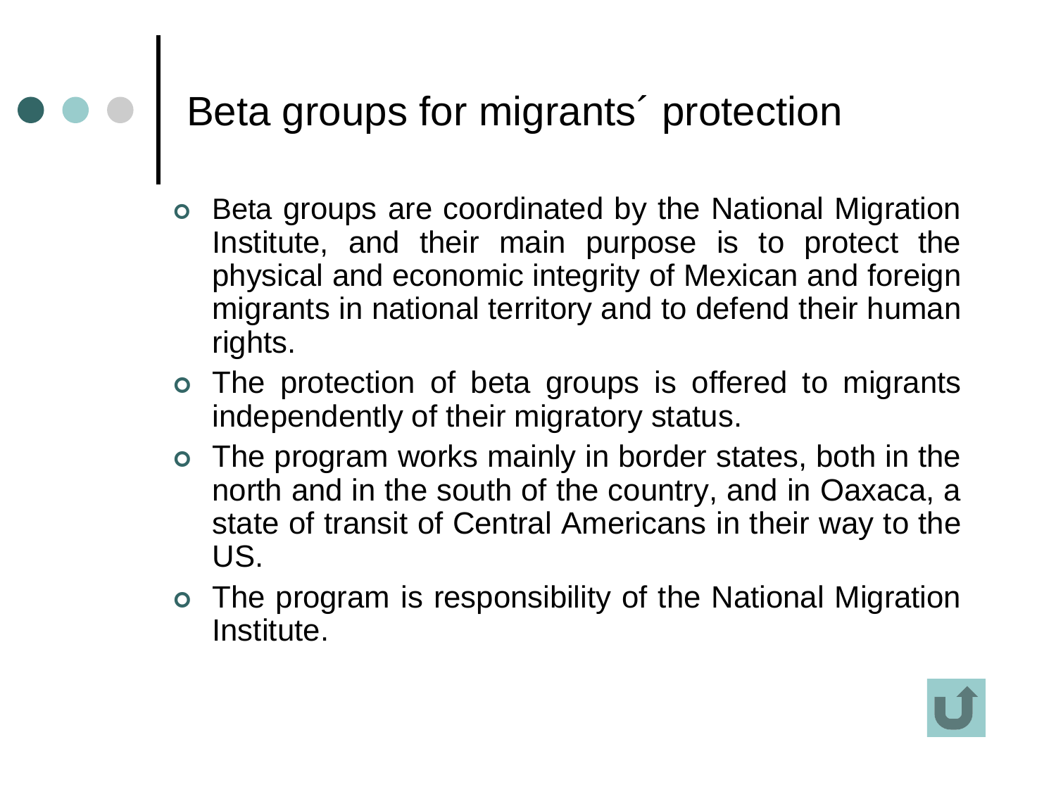# Beta groups for migrants´ protection

- Beta groups are coordinated by the National Migration Institute, and their main purpose is to protect the physical and economic integrity of Mexican and foreign migrants in national territory and to defend their human rights.
- The protection of beta groups is offered to migrants independently of their migratory status.
- The program works mainly in border states, both in the north and in the south of the country, and in Oaxaca, a state of transit of Central Americans in their way to the US.
- The program is responsibility of the National Migration Institute.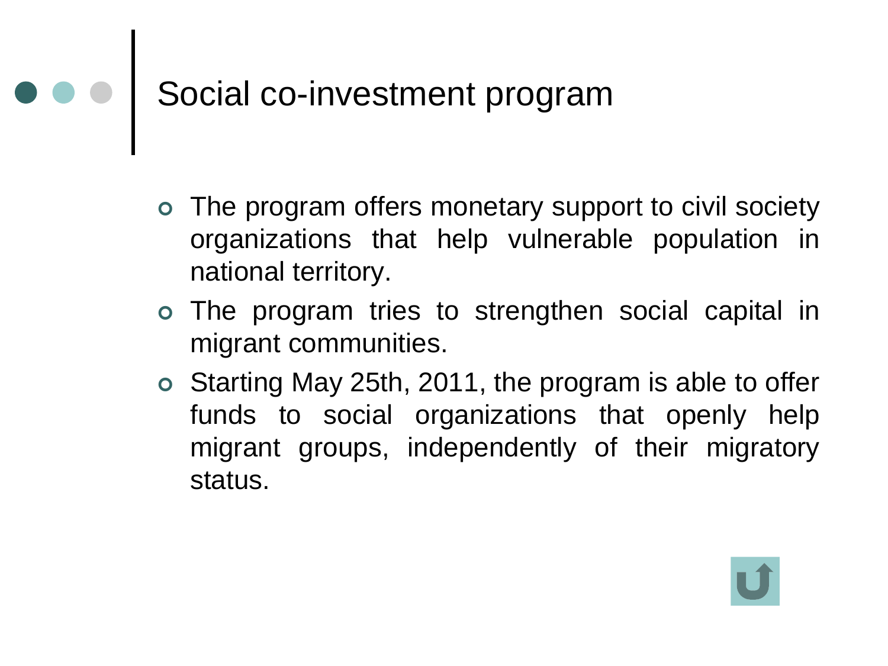# Social co-investment program

- The program offers monetary support to civil society organizations that help vulnerable population in national territory.
- The program tries to strengthen social capital in migrant communities.
- Starting May 25th, 2011, the program is able to offer funds to social organizations that openly help migrant groups, independently of their migratory status.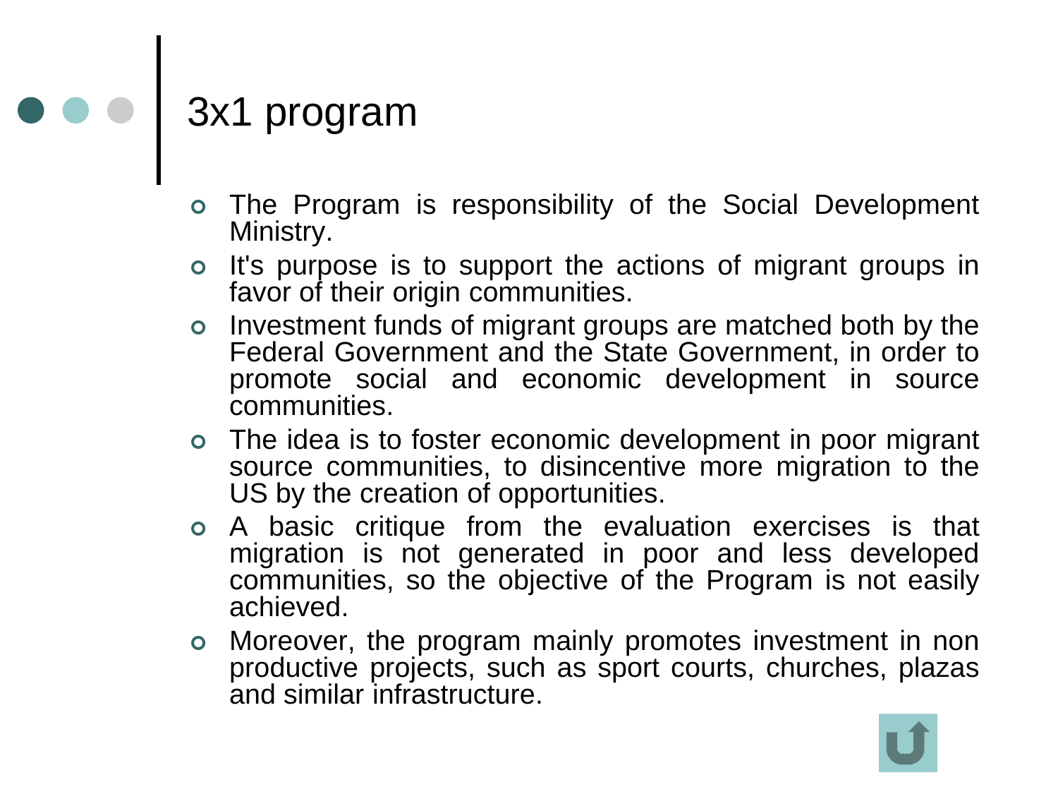# 3x1 program

- The Program is responsibility of the Social Development Ministry.
- It's purpose is to support the actions of migrant groups in favor of their origin communities.
- Investment funds of migrant groups are matched both by the Federal Government and the State Government, in order to promote social and economic development in source communities.
- The idea is to foster economic development in poor migrant source communities, to disincentive more migration to the US by the creation of opportunities.
- A basic critique from the evaluation exercises is that migration is not generated in poor and less developed communities, so the objective of the Program is not easily achieved.
- Moreover, the program mainly promotes investment in non productive projects, such as sport courts, churches, plazas and similar infrastructure.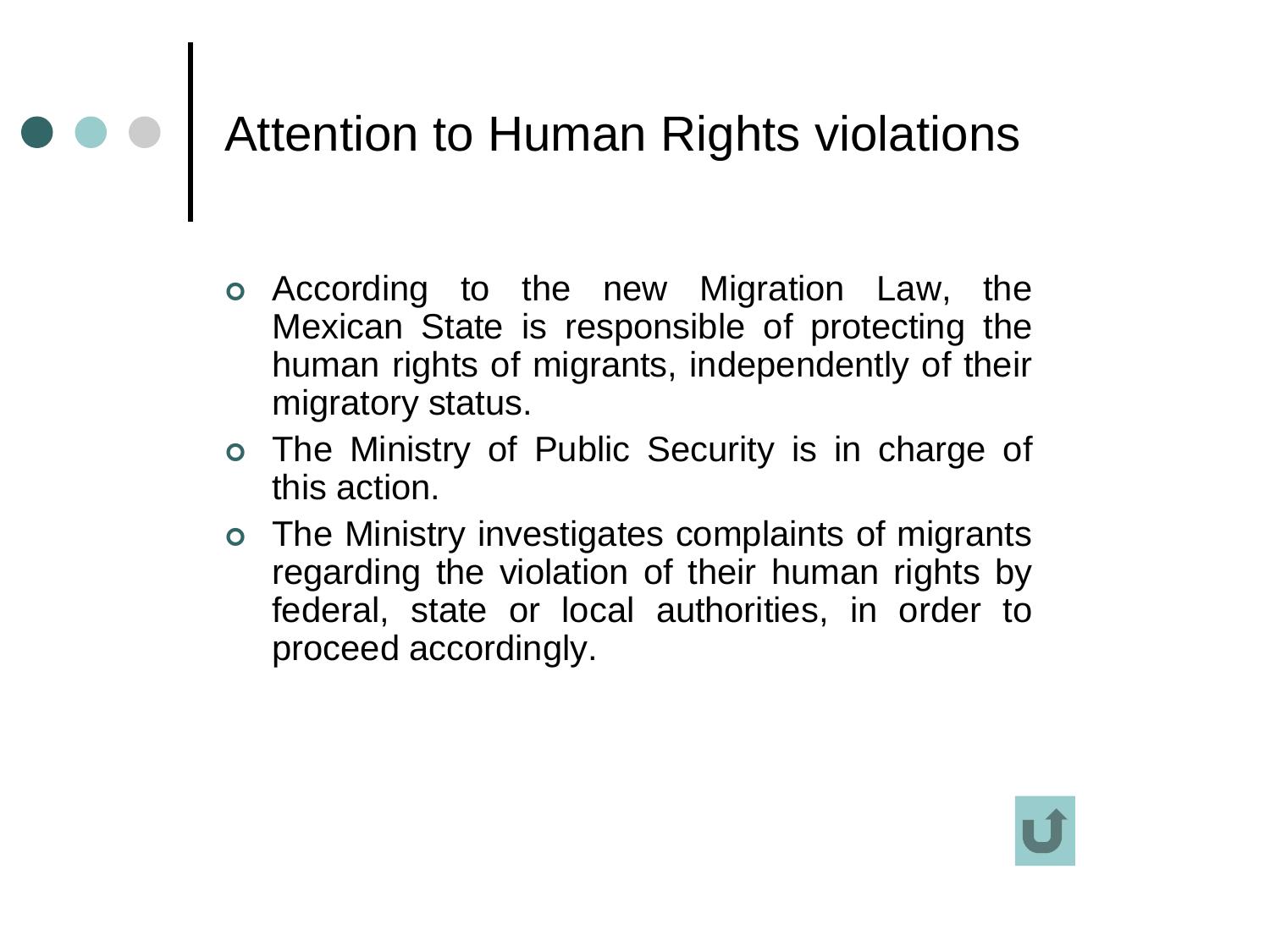# Attention to Human Rights violations

- According to the new Migration Law, the Mexican State is responsible of protecting the human rights of migrants, independently of their migratory status.
- The Ministry of Public Security is in charge of this action.
- The Ministry investigates complaints of migrants regarding the violation of their human rights by federal, state or local authorities, in order to proceed accordingly.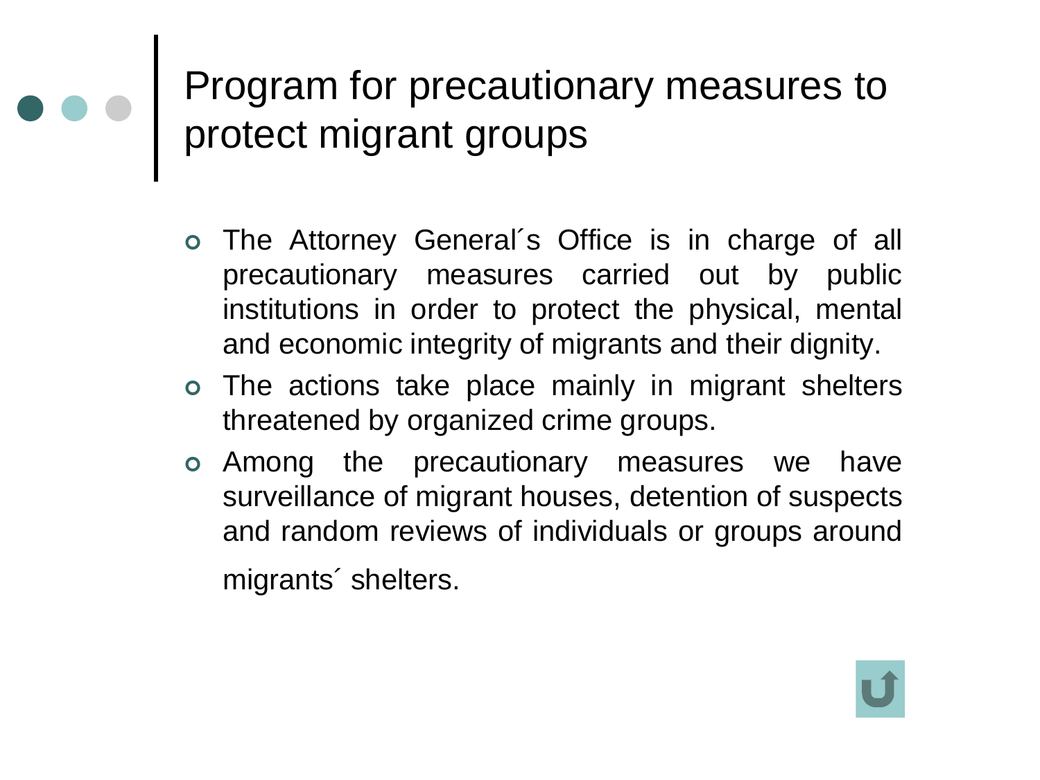# Program for precautionary measures to protect migrant groups

- The Attorney General´s Office is in charge of all precautionary measures carried out by public institutions in order to protect the physical, mental and economic integrity of migrants and their dignity.
- The actions take place mainly in migrant shelters threatened by organized crime groups.
- Among the precautionary measures we have surveillance of migrant houses, detention of suspects and random reviews of individuals or groups around migrants´ shelters.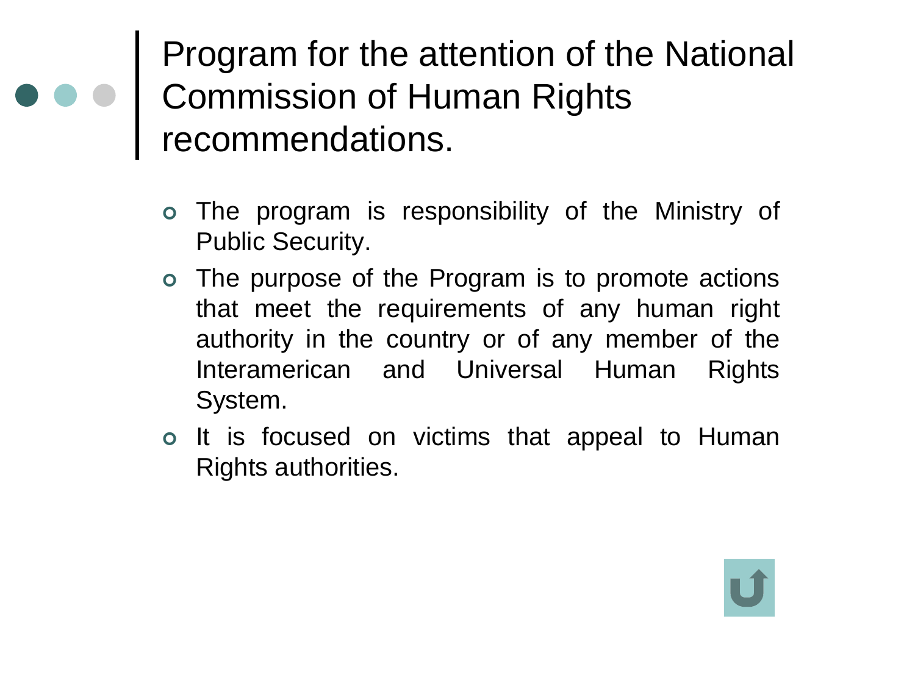# Program for the attention of the National Commission of Human Rights recommendations.

- The program is responsibility of the Ministry of Public Security.
- The purpose of the Program is to promote actions that meet the requirements of any human right authority in the country or of any member of the Interamerican and Universal Human Rights System.
- It is focused on victims that appeal to Human Rights authorities.